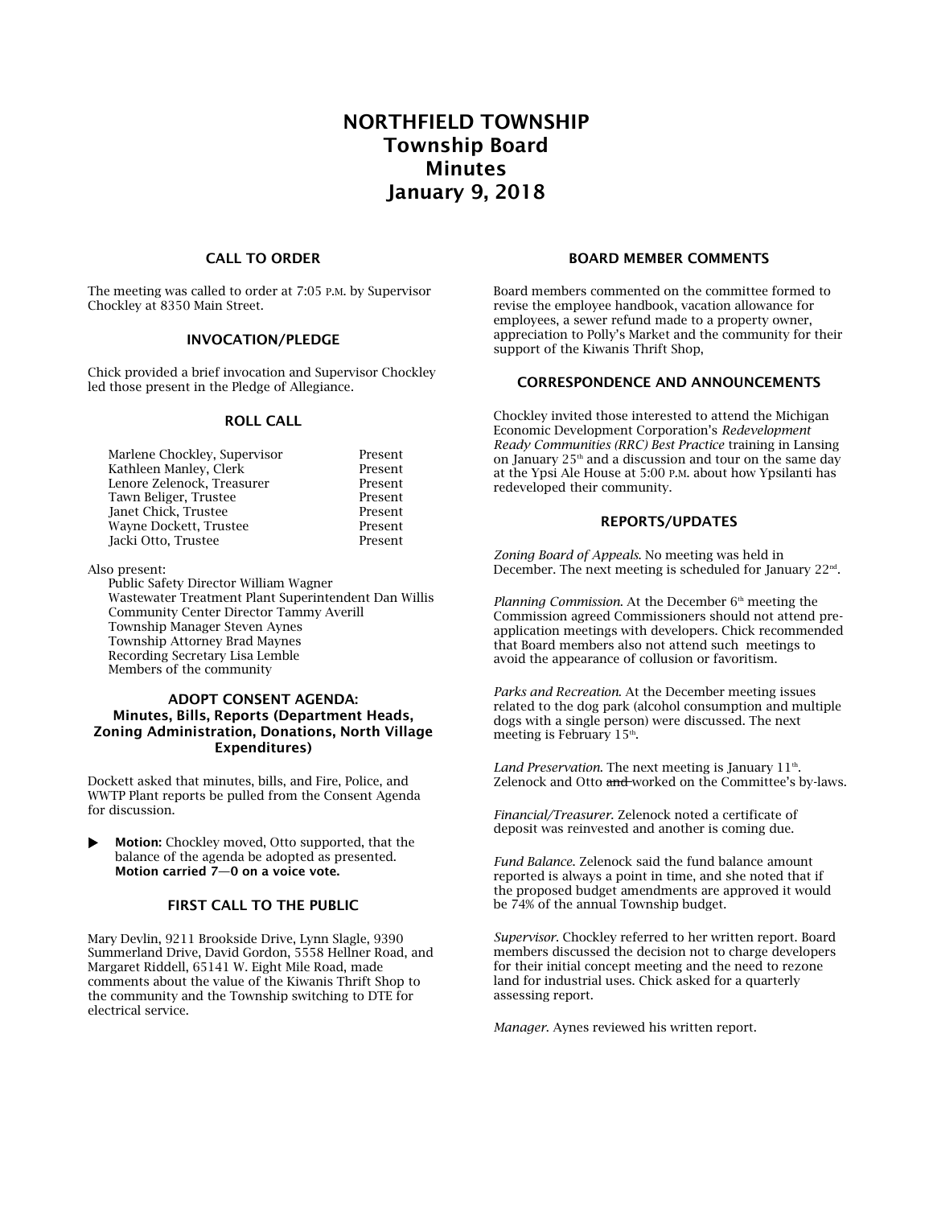# NORTHFIELD TOWNSHIP
# Township Board
# Minutes
# January 9, 2018

### CALL TO ORDER

The meeting was called to order at 7:05 P.M. by Supervisor Chockley at 8350 Main Street.

### INVOCATION/PLEDGE

Chick provided a brief invocation and Supervisor Chockley led those present in the Pledge of Allegiance.

### ROLL CALL

| | |
|---|---|
| Marlene Chockley, Supervisor | Present |
| Kathleen Manley, Clerk | Present |
| Lenore Zelenock, Treasurer | Present |
| Tawn Beliger, Trustee | Present |
| Janet Chick, Trustee | Present |
| Wayne Dockett, Trustee | Present |
| Jacki Otto, Trustee | Present |

Also present:
- Public Safety Director William Wagner
- Wastewater Treatment Plant Superintendent Dan Willis
- Community Center Director Tammy Averill
- Township Manager Steven Aynes
- Township Attorney Brad Maynes
- Recording Secretary Lisa Lemble
- Members of the community

### ADOPT CONSENT AGENDA: Minutes, Bills, Reports (Department Heads, Zoning Administration, Donations, North Village Expenditures)

Dockett asked that minutes, bills, and Fire, Police, and WWTP Plant reports be pulled from the Consent Agenda for discussion.

- **Motion:** Chockley moved, Otto supported, that the balance of the agenda be adopted as presented. **Motion carried 7—0 on a voice vote.**

### FIRST CALL TO THE PUBLIC

Mary Devlin, 9211 Brookside Drive, Lynn Slagle, 9390 Summerland Drive, David Gordon, 5558 Hellner Road, and Margaret Riddell, 65141 W. Eight Mile Road, made comments about the value of the Kiwanis Thrift Shop to the community and the Township switching to DTE for electrical service.

### BOARD MEMBER COMMENTS

Board members commented on the committee formed to revise the employee handbook, vacation allowance for employees, a sewer refund made to a property owner, appreciation to Polly's Market and the community for their support of the Kiwanis Thrift Shop,

### CORRESPONDENCE AND ANNOUNCEMENTS

Chockley invited those interested to attend the Michigan Economic Development Corporation's *Redevelopment Ready Communities (RRC) Best Practice* training in Lansing on January 25th and a discussion and tour on the same day at the Ypsi Ale House at 5:00 P.M. about how Ypsilanti has redeveloped their community.

### REPORTS/UPDATES

*Zoning Board of Appeals.* No meeting was held in December. The next meeting is scheduled for January 22nd.

*Planning Commission.* At the December 6th meeting the Commission agreed Commissioners should not attend pre-application meetings with developers. Chick recommended that Board members also not attend such meetings to avoid the appearance of collusion or favoritism.

*Parks and Recreation.* At the December meeting issues related to the dog park (alcohol consumption and multiple dogs with a single person) were discussed. The next meeting is February 15th.

*Land Preservation.* The next meeting is January 11th. Zelenock and Otto ~~and~~ worked on the Committee's by-laws.

*Financial/Treasurer.* Zelenock noted a certificate of deposit was reinvested and another is coming due.

*Fund Balance.* Zelenock said the fund balance amount reported is always a point in time, and she noted that if the proposed budget amendments are approved it would be 74% of the annual Township budget.

*Supervisor.* Chockley referred to her written report. Board members discussed the decision not to charge developers for their initial concept meeting and the need to rezone land for industrial uses. Chick asked for a quarterly assessing report.

*Manager.* Aynes reviewed his written report.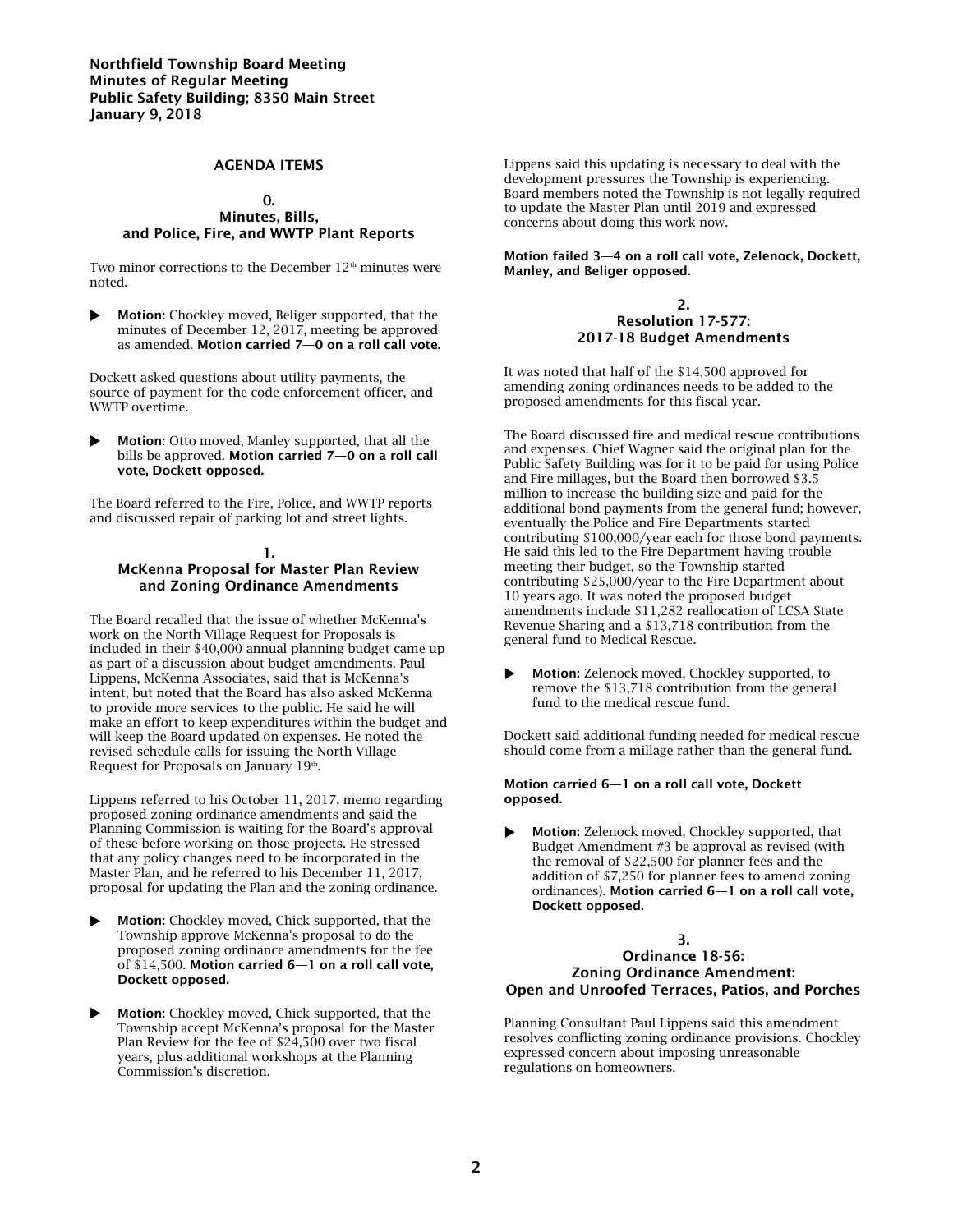Northfield Township Board Meeting
Minutes of Regular Meeting
Public Safety Building; 8350 Main Street
January 9, 2018

## AGENDA ITEMS

### 0.
### Minutes, Bills, and Police, Fire, and WWTP Plant Reports

Two minor corrections to the December 12th minutes were noted.

- **Motion:** Chockley moved, Beliger supported, that the minutes of December 12, 2017, meeting be approved as amended. **Motion carried 7—0 on a roll call vote.**

Dockett asked questions about utility payments, the source of payment for the code enforcement officer, and WWTP overtime.

- **Motion:** Otto moved, Manley supported, that all the bills be approved. **Motion carried 7—0 on a roll call vote, Dockett opposed.**

The Board referred to the Fire, Police, and WWTP reports and discussed repair of parking lot and street lights.

### 1.
### McKenna Proposal for Master Plan Review and Zoning Ordinance Amendments

The Board recalled that the issue of whether McKenna's work on the North Village Request for Proposals is included in their $40,000 annual planning budget came up as part of a discussion about budget amendments. Paul Lippens, McKenna Associates, said that is McKenna's intent, but noted that the Board has also asked McKenna to provide more services to the public. He said he will make an effort to keep expenditures within the budget and will keep the Board updated on expenses. He noted the revised schedule calls for issuing the North Village Request for Proposals on January 19th.

Lippens referred to his October 11, 2017, memo regarding proposed zoning ordinance amendments and said the Planning Commission is waiting for the Board's approval of these before working on those projects. He stressed that any policy changes need to be incorporated in the Master Plan, and he referred to his December 11, 2017, proposal for updating the Plan and the zoning ordinance.

- **Motion:** Chockley moved, Chick supported, that the Township approve McKenna's proposal to do the proposed zoning ordinance amendments for the fee of $14,500. **Motion carried 6—1 on a roll call vote, Dockett opposed.**

- **Motion:** Chockley moved, Chick supported, that the Township accept McKenna's proposal for the Master Plan Review for the fee of $24,500 over two fiscal years, plus additional workshops at the Planning Commission's discretion.

Lippens said this updating is necessary to deal with the development pressures the Township is experiencing. Board members noted the Township is not legally required to update the Master Plan until 2019 and expressed concerns about doing this work now.

**Motion failed 3—4 on a roll call vote, Zelenock, Dockett, Manley, and Beliger opposed.**

### 2.
### Resolution 17-577: 2017-18 Budget Amendments

It was noted that half of the $14,500 approved for amending zoning ordinances needs to be added to the proposed amendments for this fiscal year.

The Board discussed fire and medical rescue contributions and expenses. Chief Wagner said the original plan for the Public Safety Building was for it to be paid for using Police and Fire millages, but the Board then borrowed $3.5 million to increase the building size and paid for the additional bond payments from the general fund; however, eventually the Police and Fire Departments started contributing $100,000/year each for those bond payments. He said this led to the Fire Department having trouble meeting their budget, so the Township started contributing $25,000/year to the Fire Department about 10 years ago. It was noted the proposed budget amendments include $11,282 reallocation of LCSA State Revenue Sharing and a $13,718 contribution from the general fund to Medical Rescue.

- **Motion:** Zelenock moved, Chockley supported, to remove the $13,718 contribution from the general fund to the medical rescue fund.

Dockett said additional funding needed for medical rescue should come from a millage rather than the general fund.

**Motion carried 6—1 on a roll call vote, Dockett opposed.**

- **Motion:** Zelenock moved, Chockley supported, that Budget Amendment #3 be approval as revised (with the removal of $22,500 for planner fees and the addition of $7,250 for planner fees to amend zoning ordinances). **Motion carried 6—1 on a roll call vote, Dockett opposed.**

### 3.
### Ordinance 18-56: Zoning Ordinance Amendment: Open and Unroofed Terraces, Patios, and Porches

Planning Consultant Paul Lippens said this amendment resolves conflicting zoning ordinance provisions. Chockley expressed concern about imposing unreasonable regulations on homeowners.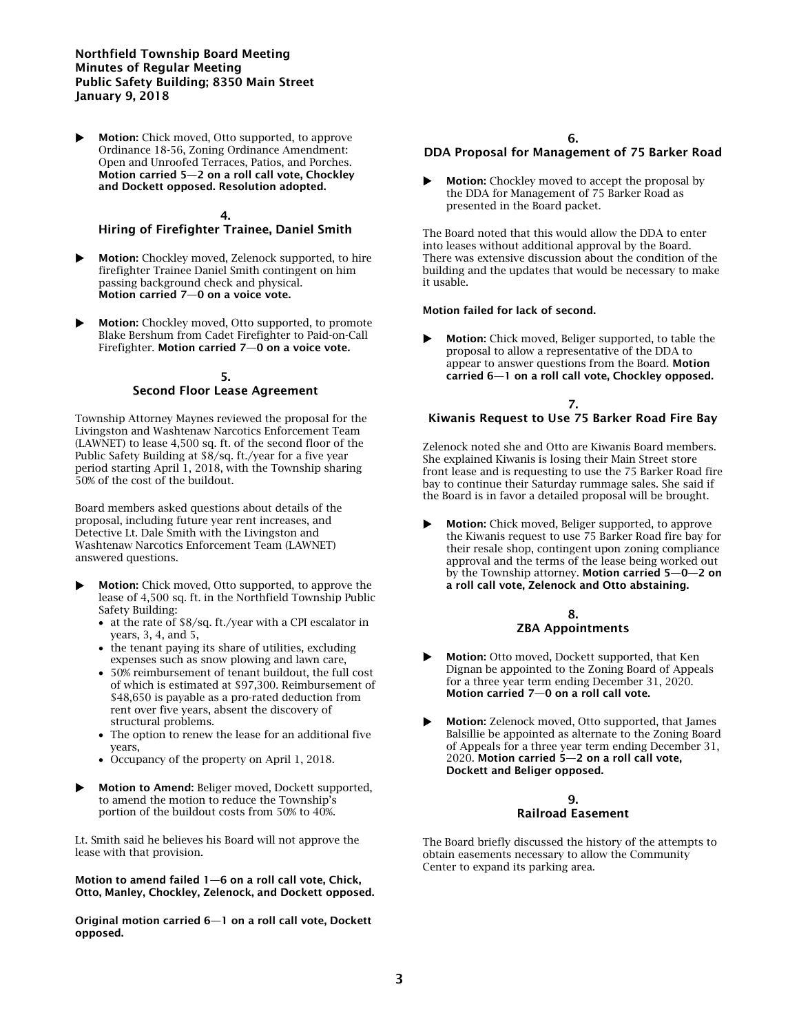Northfield Township Board Meeting
Minutes of Regular Meeting
Public Safety Building; 8350 Main Street
January 9, 2018

- **Motion:** Chick moved, Otto supported, to approve Ordinance 18-56, Zoning Ordinance Amendment: Open and Unroofed Terraces, Patios, and Porches. **Motion carried 5—2 on a roll call vote, Chockley and Dockett opposed. Resolution adopted.**

## 4. Hiring of Firefighter Trainee, Daniel Smith

- **Motion:** Chockley moved, Zelenock supported, to hire firefighter Trainee Daniel Smith contingent on him passing background check and physical. **Motion carried 7—0 on a voice vote.**

- **Motion:** Chockley moved, Otto supported, to promote Blake Bershum from Cadet Firefighter to Paid-on-Call Firefighter. **Motion carried 7—0 on a voice vote.**

## 5. Second Floor Lease Agreement

Township Attorney Maynes reviewed the proposal for the Livingston and Washtenaw Narcotics Enforcement Team (LAWNET) to lease 4,500 sq. ft. of the second floor of the Public Safety Building at $8/sq. ft./year for a five year period starting April 1, 2018, with the Township sharing 50% of the cost of the buildout.

Board members asked questions about details of the proposal, including future year rent increases, and Detective Lt. Dale Smith with the Livingston and Washtenaw Narcotics Enforcement Team (LAWNET) answered questions.

- **Motion:** Chick moved, Otto supported, to approve the lease of 4,500 sq. ft. in the Northfield Township Public Safety Building:
  - at the rate of $8/sq. ft./year with a CPI escalator in years, 3, 4, and 5,
  - the tenant paying its share of utilities, excluding expenses such as snow plowing and lawn care,
  - 50% reimbursement of tenant buildout, the full cost of which is estimated at $97,300. Reimbursement of $48,650 is payable as a pro-rated deduction from rent over five years, absent the discovery of structural problems.
  - The option to renew the lease for an additional five years,
  - Occupancy of the property on April 1, 2018.

- **Motion to Amend:** Beliger moved, Dockett supported, to amend the motion to reduce the Township's portion of the buildout costs from 50% to 40%.

Lt. Smith said he believes his Board will not approve the lease with that provision.

**Motion to amend failed 1—6 on a roll call vote, Chick, Otto, Manley, Chockley, Zelenock, and Dockett opposed.**

**Original motion carried 6—1 on a roll call vote, Dockett opposed.**

## 6. DDA Proposal for Management of 75 Barker Road

- **Motion:** Chockley moved to accept the proposal by the DDA for Management of 75 Barker Road as presented in the Board packet.

The Board noted that this would allow the DDA to enter into leases without additional approval by the Board. There was extensive discussion about the condition of the building and the updates that would be necessary to make it usable.

**Motion failed for lack of second.**

- **Motion:** Chick moved, Beliger supported, to table the proposal to allow a representative of the DDA to appear to answer questions from the Board. **Motion carried 6—1 on a roll call vote, Chockley opposed.**

## 7. Kiwanis Request to Use 75 Barker Road Fire Bay

Zelenock noted she and Otto are Kiwanis Board members. She explained Kiwanis is losing their Main Street store front lease and is requesting to use the 75 Barker Road fire bay to continue their Saturday rummage sales. She said if the Board is in favor a detailed proposal will be brought.

- **Motion:** Chick moved, Beliger supported, to approve the Kiwanis request to use 75 Barker Road fire bay for their resale shop, contingent upon zoning compliance approval and the terms of the lease being worked out by the Township attorney. **Motion carried 5—0—2 on a roll call vote, Zelenock and Otto abstaining.**

## 8. ZBA Appointments

- **Motion:** Otto moved, Dockett supported, that Ken Dignan be appointed to the Zoning Board of Appeals for a three year term ending December 31, 2020. **Motion carried 7—0 on a roll call vote.**

- **Motion:** Zelenock moved, Otto supported, that James Balsillie be appointed as alternate to the Zoning Board of Appeals for a three year term ending December 31, 2020. **Motion carried 5—2 on a roll call vote, Dockett and Beliger opposed.**

## 9. Railroad Easement

The Board briefly discussed the history of the attempts to obtain easements necessary to allow the Community Center to expand its parking area.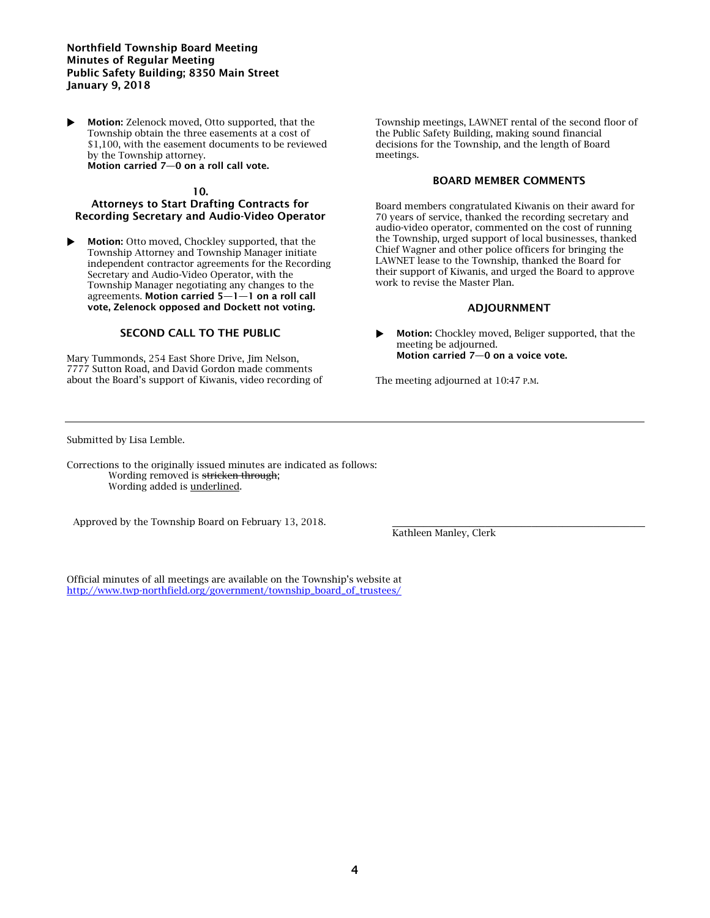**Northfield Township Board Meeting**
**Minutes of Regular Meeting**
**Public Safety Building; 8350 Main Street**
**January 9, 2018**

▶ **Motion:** Zelenock moved, Otto supported, that the Township obtain the three easements at a cost of $1,100, with the easement documents to be reviewed by the Township attorney.
**Motion carried 7—0 on a roll call vote.**

### 10.
### Attorneys to Start Drafting Contracts for Recording Secretary and Audio-Video Operator

▶ **Motion:** Otto moved, Chockley supported, that the Township Attorney and Township Manager initiate independent contractor agreements for the Recording Secretary and Audio-Video Operator, with the Township Manager negotiating any changes to the agreements. **Motion carried 5—1—1 on a roll call vote, Zelenock opposed and Dockett not voting.**

### SECOND CALL TO THE PUBLIC

Mary Tummonds, 254 East Shore Drive, Jim Nelson, 7777 Sutton Road, and David Gordon made comments about the Board's support of Kiwanis, video recording of Township meetings, LAWNET rental of the second floor of the Public Safety Building, making sound financial decisions for the Township, and the length of Board meetings.

### BOARD MEMBER COMMENTS

Board members congratulated Kiwanis on their award for 70 years of service, thanked the recording secretary and audio-video operator, commented on the cost of running the Township, urged support of local businesses, thanked Chief Wagner and other police officers for bringing the LAWNET lease to the Township, thanked the Board for their support of Kiwanis, and urged the Board to approve work to revise the Master Plan.

### ADJOURNMENT

▶ **Motion:** Chockley moved, Beliger supported, that the meeting be adjourned.
**Motion carried 7—0 on a voice vote.**

The meeting adjourned at 10:47 P.M.

---

Submitted by Lisa Lemble.

Corrections to the originally issued minutes are indicated as follows:
Wording removed is ~~stricken through~~;
Wording added is underlined.

Approved by the Township Board on February 13, 2018.

Kathleen Manley, Clerk

Official minutes of all meetings are available on the Township's website at http://www.twp-northfield.org/government/township_board_of_trustees/